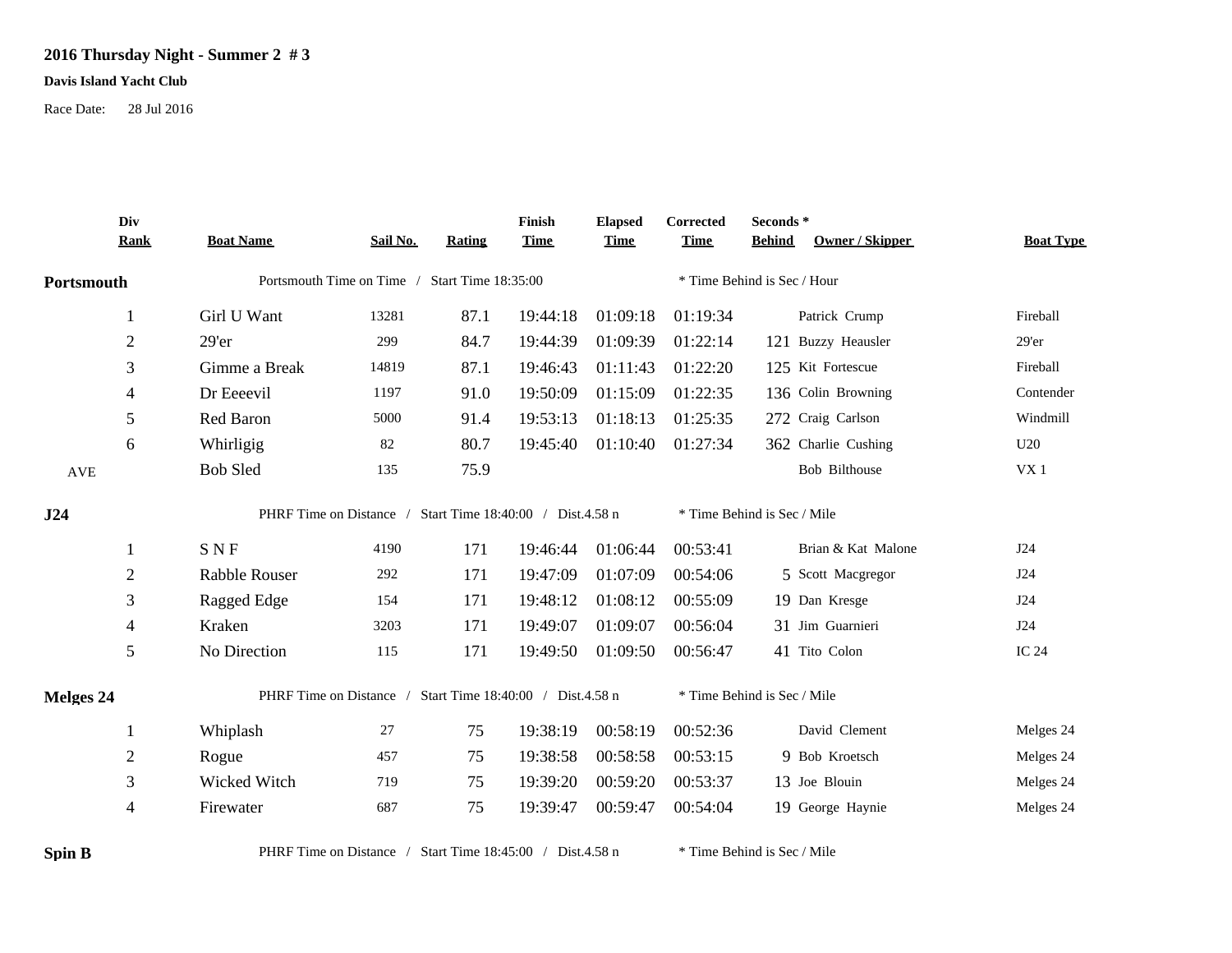**2016 Thursday Night - Summer 2 # 3**

**Davis Island Yacht Club**

Race Date: 28 Jul 2016

| Div Rank | Boat Name | Sail No. | Rating | Finish Time | Elapsed Time | Corrected Time | Seconds * Behind | Owner / Skipper | Boat Type |
|---|---|---|---|---|---|---|---|---|---|
| **Portsmouth** | Portsmouth Time on Time / Start Time 18:35:00 | | | | | * Time Behind is Sec / Hour | | | |
| 1 | Girl U Want | 13281 | 87.1 | 19:44:18 | 01:09:18 | 01:19:34 | | Patrick Crump | Fireball |
| 2 | 29'er | 299 | 84.7 | 19:44:39 | 01:09:39 | 01:22:14 | 121 | Buzzy Heausler | 29'er |
| 3 | Gimme a Break | 14819 | 87.1 | 19:46:43 | 01:11:43 | 01:22:20 | 125 | Kit Fortescue | Fireball |
| 4 | Dr Eeeevil | 1197 | 91.0 | 19:50:09 | 01:15:09 | 01:22:35 | 136 | Colin Browning | Contender |
| 5 | Red Baron | 5000 | 91.4 | 19:53:13 | 01:18:13 | 01:25:35 | 272 | Craig Carlson | Windmill |
| 6 | Whirligig | 82 | 80.7 | 19:45:40 | 01:10:40 | 01:27:34 | 362 | Charlie Cushing | U20 |
| AVE | Bob Sled | 135 | 75.9 | | | | | Bob Bilthouse | VX 1 |
| **J24** | PHRF Time on Distance / Start Time 18:40:00 / Dist.4.58 n | | | | | * Time Behind is Sec / Mile | | | |
| 1 | S N F | 4190 | 171 | 19:46:44 | 01:06:44 | 00:53:41 | | Brian & Kat Malone | J24 |
| 2 | Rabble Rouser | 292 | 171 | 19:47:09 | 01:07:09 | 00:54:06 | 5 | Scott Macgregor | J24 |
| 3 | Ragged Edge | 154 | 171 | 19:48:12 | 01:08:12 | 00:55:09 | 19 | Dan Kresge | J24 |
| 4 | Kraken | 3203 | 171 | 19:49:07 | 01:09:07 | 00:56:04 | 31 | Jim Guarnieri | J24 |
| 5 | No Direction | 115 | 171 | 19:49:50 | 01:09:50 | 00:56:47 | 41 | Tito Colon | IC 24 |
| **Melges 24** | PHRF Time on Distance / Start Time 18:40:00 / Dist.4.58 n | | | | | * Time Behind is Sec / Mile | | | |
| 1 | Whiplash | 27 | 75 | 19:38:19 | 00:58:19 | 00:52:36 | | David Clement | Melges 24 |
| 2 | Rogue | 457 | 75 | 19:38:58 | 00:58:58 | 00:53:15 | 9 | Bob Kroetsch | Melges 24 |
| 3 | Wicked Witch | 719 | 75 | 19:39:20 | 00:59:20 | 00:53:37 | 13 | Joe Blouin | Melges 24 |
| 4 | Firewater | 687 | 75 | 19:39:47 | 00:59:47 | 00:54:04 | 19 | George Haynie | Melges 24 |
| **Spin B** | PHRF Time on Distance / Start Time 18:45:00 / Dist.4.58 n | | | | | * Time Behind is Sec / Mile | | | |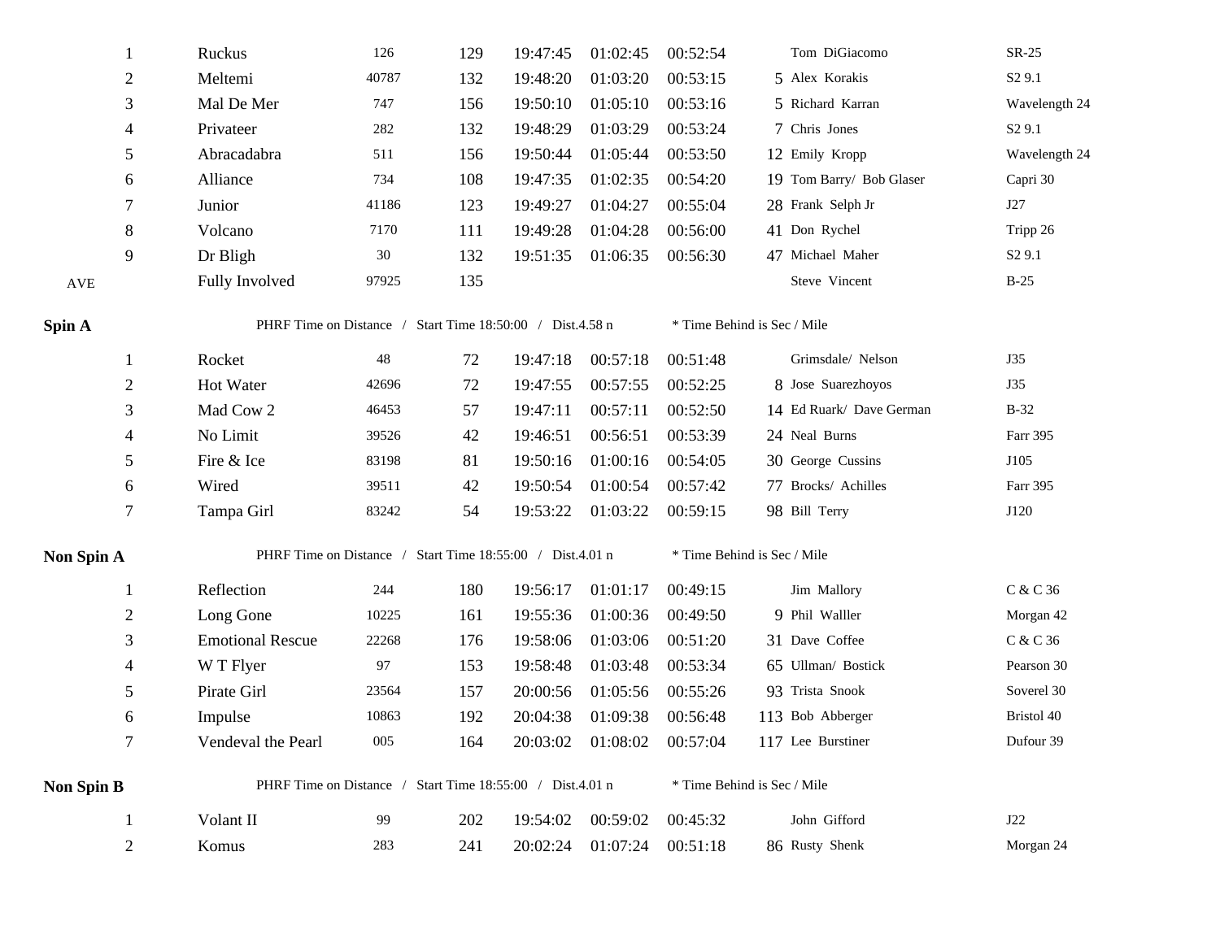| | | | | | | | | | |
|---|---|---|---|---|---|---|---|---|---|
| 1 | Ruckus | 126 | 129 | 19:47:45 | 01:02:45 | 00:52:54 | | Tom DiGiacomo | SR-25 |
| 2 | Meltemi | 40787 | 132 | 19:48:20 | 01:03:20 | 00:53:15 | 5 | Alex Korakis | S2 9.1 |
| 3 | Mal De Mer | 747 | 156 | 19:50:10 | 01:05:10 | 00:53:16 | 5 | Richard Karran | Wavelength 24 |
| 4 | Privateer | 282 | 132 | 19:48:29 | 01:03:29 | 00:53:24 | 7 | Chris Jones | S2 9.1 |
| 5 | Abracadabra | 511 | 156 | 19:50:44 | 01:05:44 | 00:53:50 | 12 | Emily Kropp | Wavelength 24 |
| 6 | Alliance | 734 | 108 | 19:47:35 | 01:02:35 | 00:54:20 | 19 | Tom Barry/ Bob Glaser | Capri 30 |
| 7 | Junior | 41186 | 123 | 19:49:27 | 01:04:27 | 00:55:04 | 28 | Frank Selph Jr | J27 |
| 8 | Volcano | 7170 | 111 | 19:49:28 | 01:04:28 | 00:56:00 | 41 | Don Rychel | Tripp 26 |
| 9 | Dr Bligh | 30 | 132 | 19:51:35 | 01:06:35 | 00:56:30 | 47 | Michael Maher | S2 9.1 |
| AVE | Fully Involved | 97925 | 135 | | | | | Steve Vincent | B-25 |

**Spin A** — PHRF Time on Distance / Start Time 18:50:00 / Dist.4.58 n — * Time Behind is Sec / Mile

| | | | | | | | | | |
|---|---|---|---|---|---|---|---|---|---|
| 1 | Rocket | 48 | 72 | 19:47:18 | 00:57:18 | 00:51:48 | | Grimsdale/ Nelson | J35 |
| 2 | Hot Water | 42696 | 72 | 19:47:55 | 00:57:55 | 00:52:25 | 8 | Jose Suarezhoyos | J35 |
| 3 | Mad Cow 2 | 46453 | 57 | 19:47:11 | 00:57:11 | 00:52:50 | 14 | Ed Ruark/ Dave German | B-32 |
| 4 | No Limit | 39526 | 42 | 19:46:51 | 00:56:51 | 00:53:39 | 24 | Neal Burns | Farr 395 |
| 5 | Fire & Ice | 83198 | 81 | 19:50:16 | 01:00:16 | 00:54:05 | 30 | George Cussins | J105 |
| 6 | Wired | 39511 | 42 | 19:50:54 | 01:00:54 | 00:57:42 | 77 | Brocks/ Achilles | Farr 395 |
| 7 | Tampa Girl | 83242 | 54 | 19:53:22 | 01:03:22 | 00:59:15 | 98 | Bill Terry | J120 |

**Non Spin A** — PHRF Time on Distance / Start Time 18:55:00 / Dist.4.01 n — * Time Behind is Sec / Mile

| | | | | | | | | | |
|---|---|---|---|---|---|---|---|---|---|
| 1 | Reflection | 244 | 180 | 19:56:17 | 01:01:17 | 00:49:15 | | Jim Mallory | C & C 36 |
| 2 | Long Gone | 10225 | 161 | 19:55:36 | 01:00:36 | 00:49:50 | 9 | Phil Walller | Morgan 42 |
| 3 | Emotional Rescue | 22268 | 176 | 19:58:06 | 01:03:06 | 00:51:20 | 31 | Dave Coffee | C & C 36 |
| 4 | W T Flyer | 97 | 153 | 19:58:48 | 01:03:48 | 00:53:34 | 65 | Ullman/ Bostick | Pearson 30 |
| 5 | Pirate Girl | 23564 | 157 | 20:00:56 | 01:05:56 | 00:55:26 | 93 | Trista Snook | Soverel 30 |
| 6 | Impulse | 10863 | 192 | 20:04:38 | 01:09:38 | 00:56:48 | 113 | Bob Abberger | Bristol 40 |
| 7 | Vendeval the Pearl | 005 | 164 | 20:03:02 | 01:08:02 | 00:57:04 | 117 | Lee Burstiner | Dufour 39 |

**Non Spin B** — PHRF Time on Distance / Start Time 18:55:00 / Dist.4.01 n — * Time Behind is Sec / Mile

| | | | | | | | | | |
|---|---|---|---|---|---|---|---|---|---|
| 1 | Volant II | 99 | 202 | 19:54:02 | 00:59:02 | 00:45:32 | | John Gifford | J22 |
| 2 | Komus | 283 | 241 | 20:02:24 | 01:07:24 | 00:51:18 | 86 | Rusty Shenk | Morgan 24 |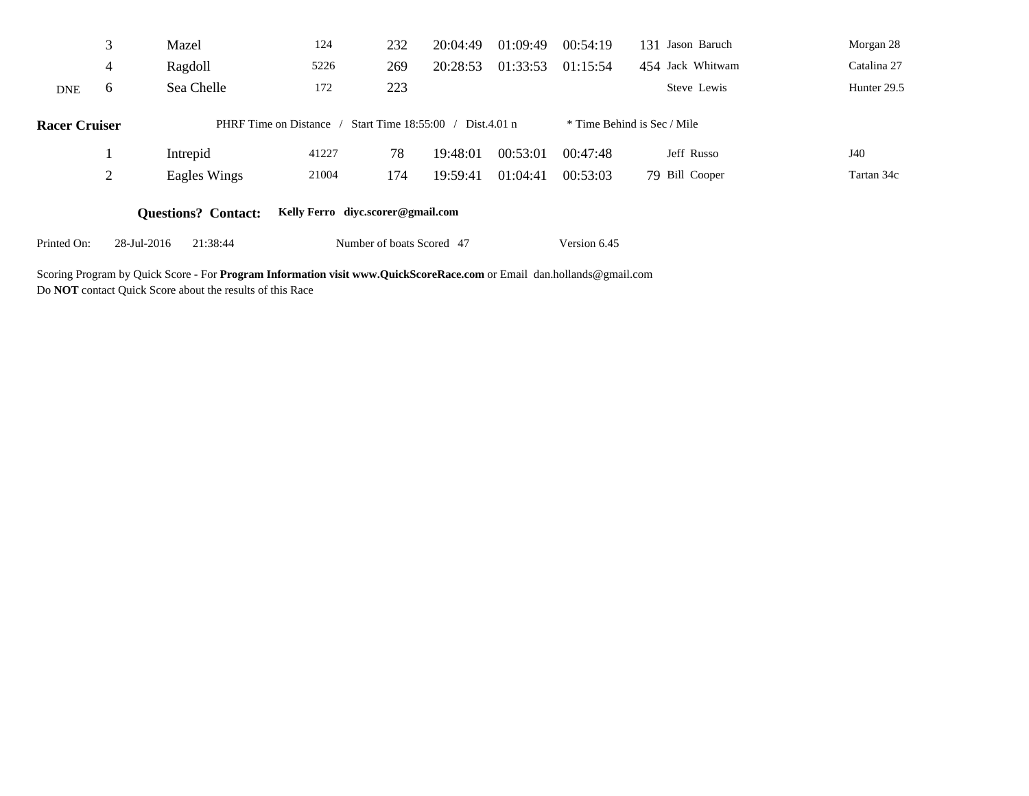| | | | | | | | | | | |
|---|---|---|---|---|---|---|---|---|---|---|
| | 3 | Mazel | 124 | 232 | 20:04:49 | 01:09:49 | 00:54:19 | 131 | Jason Baruch | Morgan 28 |
| | 4 | Ragdoll | 5226 | 269 | 20:28:53 | 01:33:53 | 01:15:54 | 454 | Jack Whitwam | Catalina 27 |
| DNE | 6 | Sea Chelle | 172 | 223 | | | | | Steve Lewis | Hunter 29.5 |

**Racer Cruiser** PHRF Time on Distance / Start Time 18:55:00 / Dist.4.01 n * Time Behind is Sec / Mile

| | | | | | | | | | | |
|---|---|---|---|---|---|---|---|---|---|---|
| | 1 | Intrepid | 41227 | 78 | 19:48:01 | 00:53:01 | 00:47:48 | | Jeff Russo | J40 |
| | 2 | Eagles Wings | 21004 | 174 | 19:59:41 | 01:04:41 | 00:53:03 | 79 | Bill Cooper | Tartan 34c |

**Questions? Contact:** **Kelly Ferro diyc.scorer@gmail.com**

Printed On: 28-Jul-2016 21:38:44 Number of boats Scored 47 Version 6.45

Scoring Program by Quick Score - For **Program Information visit www.QuickScoreRace.com** or Email dan.hollands@gmail.com
Do **NOT** contact Quick Score about the results of this Race